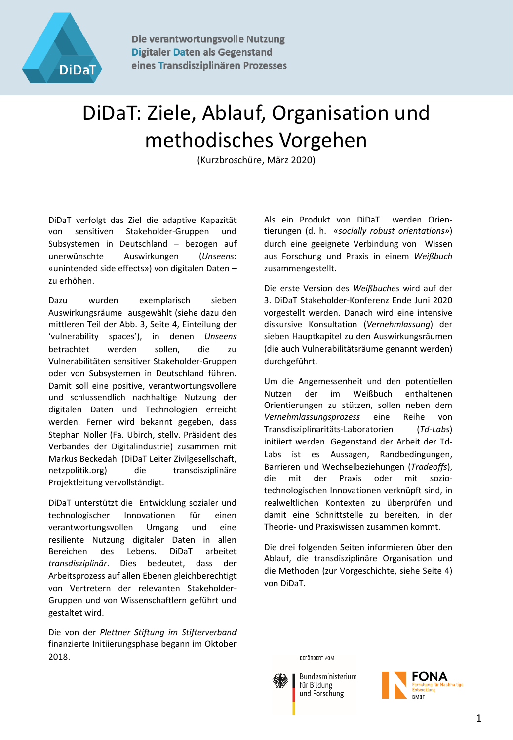Die verantwortungsvolle Nutzung Digitaler Daten als Gegenstand eines Transdisziplinären Prozesses

# DiDaT: Ziele, Ablauf, Organisation und methodisches Vorgehen

(Kurzbroschüre, März 2020)

DiDaT verfolgt das Ziel die adaptive Kapazität von sensitiven Stakeholder-Gruppen und Subsystemen in Deutschland – bezogen auf unerwünschte Auswirkungen (*Unseens*: «unintended side effects») von digitalen Daten – zu erhöhen.

Dazu wurden exemplarisch sieben Auswirkungsräume ausgewählt (siehe dazu den mittleren Teil der Abb. 3, Seite 4, Einteilung der 'vulnerability spaces'), in denen *Unseens* betrachtet werden sollen, die zu Vulnerabilitäten sensitiver Stakeholder-Gruppen oder von Subsystemen in Deutschland führen. Damit soll eine positive, verantwortungsvollere und schlussendlich nachhaltige Nutzung der digitalen Daten und Technologien erreicht werden. Ferner wird bekannt gegeben, dass Stephan Noller (Fa. Ubirch, stellv. Präsident des Verbandes der Digitalindustrie) zusammen mit Markus Beckedahl (DiDaT Leiter Zivilgesellschaft, netzpolitik.org) die transdisziplinäre Projektleitung vervollständigt.

DiDaT unterstützt die Entwicklung sozialer und technologischer Innovationen für einen verantwortungsvollen Umgang und eine resiliente Nutzung digitaler Daten in allen Bereichen des Lebens. DiDaT arbeitet *transdisziplinär*. Dies bedeutet, dass der Arbeitsprozess auf allen Ebenen gleichberechtigt von Vertretern der relevanten Stakeholder-Gruppen und von Wissenschaftlern geführt und gestaltet wird.

Die von der *Plettner Stiftung im Stifterverband* finanzierte Initiierungsphase begann im Oktober 2018.

Als ein Produkt von DiDaT werden Orientierungen (d. h. «*socially robust orientations*») durch eine geeignete Verbindung von Wissen aus Forschung und Praxis in einem *Weißbuch* zusammengestellt.

Die erste Version des *Weißbuches* wird auf der 3. DiDaT Stakeholder-Konferenz Ende Juni 2020 vorgestellt werden. Danach wird eine intensive diskursive Konsultation (*Vernehmlassung*) der sieben Hauptkapitel zu den Auswirkungsräumen (die auch Vulnerabilitätsräume genannt werden) durchgeführt.

Um die Angemessenheit und den potentiellen Nutzen der im Weißbuch enthaltenen Orientierungen zu stützen, sollen neben dem *Vernehmlassungsprozess* eine Reihe von Transdisziplinaritäts-Laboratorien (*Td-Labs*) initiiert werden. Gegenstand der Arbeit der Td-Labs ist es Aussagen, Randbedingungen, Barrieren und Wechselbeziehungen (*Tradeoffs*), die mit der Praxis oder mit sozio-technologischen Innovationen verknüpft sind, in realweltlichen Kontexten zu überprüfen und damit eine Schnittstelle zu bereiten, in der Theorie- und Praxiswissen zusammen kommt.

Die drei folgenden Seiten informieren über den Ablauf, die transdisziplinäre Organisation und die Methoden (zur Vorgeschichte, siehe Seite 4) von DiDaT.

GEFÖRDERT VOM Bundesministerium für Bildung und Forschung

FONA Forschung für Nachhaltige Entwicklung BMBF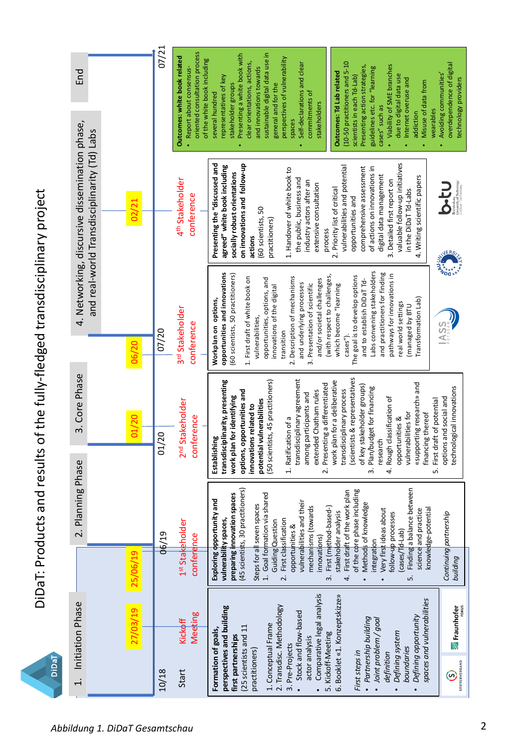# DiDaT: Products and results of the fully-fledged transdisciplinary project

**1. Initiation Phase** | **2. Planning Phase** | **3. Core Phase** | **4. Networking, discursive dissemination phase, and real-world Transdisciplinarity (Td) Labs** | **End**

Timeline: 10/18 – 27/03/19 – 25/06/19 – 06/19 – 01/20 – 01/20 – 06/20 – 07/20 – 02/21 – 07/21

Start | Kickoff Meeting | 1st Stakeholder conference | 2nd Stakeholder conference | 3rd Stakeholder conference | 4th Stakeholder conference

**Formation of goals, perspectives and building first partnerships**
(25 scientists and 11 practitioners)

1. Conceptual Frame
2. Transdisc. Methodology
3. Pre-Projects
- Stock and flow-based actor analysis
- Comparative legal analysis
5. Kickoff-Meeting
6. Booklet «1. Konzeptskizze»

*First steps in*
- *Partnership building*
- *Joint problem / goal definition*
- *Defining system boundaries*
- *Defining opportunity spaces and vulnerabilities*

**Exploring opportunity and vulnerability spaces, preparing innovation spaces**
(45 scientists, 30 practitioners)

Steps for all seven spaces
1. Goal formation via shared Guiding Question
2. First classification opportunities & vulnerabilities and their mechanisms (towards innovations)
3. First (method-based-) stakeholder analysis
4. First draft of the work plan of the core phase including
- Methods of knowledge integration
- Very first ideas about follow-up processes (cases/Td-Lab)
5. Finding a balance between science and practice knowledge-potential

*Continuing partnership building*

**Establishing transdisciplinarity, presenting work plan for identifying options, opportunities and innovations related to potential vulnerabilities**
(50 scientists, 45 practitioners)

1. Ratification of a transdisciplinary agreement among participants and extended Chatham rules
2. Presenting a differentiated work plan for a deliberative transdisciplinary process (scientists & representatives of key stakeholder groups)
3. Plan/budget for financing research
4. Rough classification of opportunities & vulnerabilities for «supporting research» and financing thereof
5. First draft of potential options and social and technological innovations

**Workplan on options, opportunities and innovations**
(60 scientists, 50 practitioners)

1. First draft of white book on vulnerabilities, opportunities, options, and innovations of the digital transition
2. Description of mechanisms and underlying processes
3. Presentation of scientific and/or societal challenges (with respect to challenges, which become "learning cases").

The goal is to develop options and to establish DiDaT Td-Labs convening stakeholders and practitioners for finding pathways for innovations in real world settings (managed by BTU Transformation Lab)

**Presenting the "discussed and agreed" white book including socially robust orientations on innovations and follow-up actions**
(60 scientists, 50 practitioners)

1. Handover of white book to the public, business and industry actors after an extensive consultation process
2. Priority list of critical vulnerabilities and potential opportunities and comprehensive assessment of actions on innovations in digital data management
3. Detailed first report on valuable follow-up initiatives in the DiDaT Td-Labs
4. Writing scientific papers

**Outcomes: white book related**
- Report about consensus-oriented consultation process of the white book including several hundred representatives of key stakeholder groups
- Presenting a white book with clear orientations, actions, and innovations towards sustainable digital data use in general and for the perspectives of vulnerability spaces
- Self-declarations and clear commitments of stakeholders

**Outcomes: Td Lab related**
(10-50 practitioners and 5-10 scientists in each Td-Lab)
Presenting action strategies, guidelines etc. for "learning cases" such as
- Viability of SME branches due to digital data use
- Internet overuse and addiction
- Misuse of data from wearables
- Avoiding communities' overdependence of digital technology providers

*Abbildung 1. DiDaT Gesamtschau*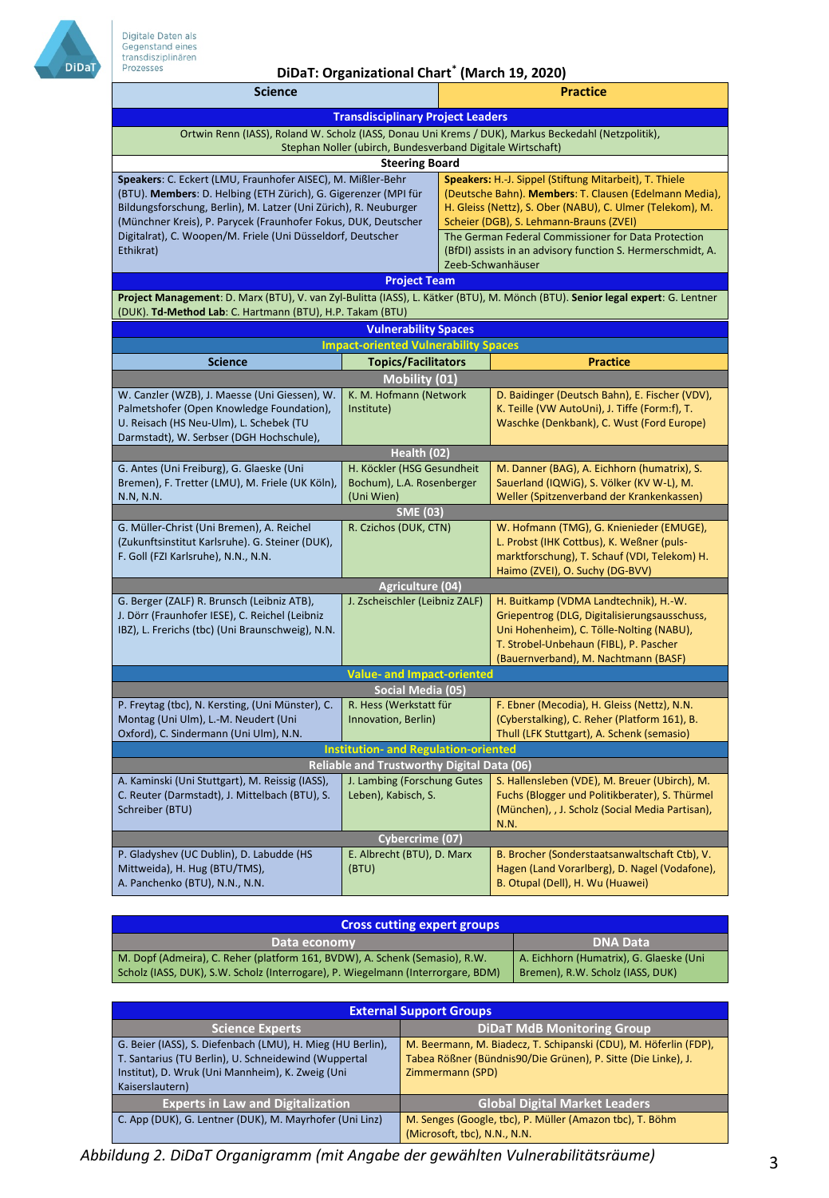Digitale Daten als Gegenstand eines transdisziplinären Prozesses

## DiDaT: Organizational Chart[*] (March 19, 2020)

| Science | Practice |
|---|---|
| **Transdisciplinary Project Leaders** | |
| Ortwin Renn (IASS), Roland W. Scholz (IASS, Donau Uni Krems / DUK), Markus Beckedahl (Netzpolitik), Stephan Noller (ubirch, Bundesverband Digitale Wirtschaft) | |
| **Steering Board** | |
| **Speakers**: C. Eckert (LMU, Fraunhofer AISEC), M. Mißler-Behr (BTU). **Members**: D. Helbing (ETH Zürich), G. Gigerenzer (MPI für Bildungsforschung, Berlin), M. Latzer (Uni Zürich), R. Neuburger (Münchner Kreis), P. Parycek (Fraunhofer Fokus, DUK, Deutscher Digitalrat), C. Woopen/M. Friele (Uni Düsseldorf, Deutscher Ethikrat) | **Speakers:** H.-J. Sippel (Stiftung Mitarbeit), T. Thiele (Deutsche Bahn). **Members**: T. Clausen (Edelmann Media), H. Gleiss (Nettz), S. Ober (NABU), C. Ulmer (Telekom), M. Scheier (DGB), S. Lehmann-Brauns (ZVEI) The German Federal Commissioner for Data Protection (BfDI) assists in an advisory function S. Hermerschmidt, A. Zeeb-Schwanhäuser |
| **Project Team** | |
| **Project Management**: D. Marx (BTU), V. van Zyl-Bulitta (IASS), L. Kätker (BTU), M. Mönch (BTU). **Senior legal expert**: G. Lentner (DUK). **Td-Method Lab**: C. Hartmann (BTU), H.P. Takam (BTU) | |

| Science | Topics/Facilitators | Practice |
|---|---|---|
| **Vulnerability Spaces** | | |
| **Impact-oriented Vulnerability Spaces** | | |
| **Mobility (01)** | | |
| W. Canzler (WZB), J. Maesse (Uni Giessen), W. Palmetshofer (Open Knowledge Foundation), U. Reisach (HS Neu-Ulm), L. Schebek (TU Darmstadt), W. Serbser (DGH Hochschule), | K. M. Hofmann (Network Institute) | D. Baidinger (Deutsch Bahn), E. Fischer (VDV), K. Teille (VW AutoUni), J. Tiffe (Form:f), T. Waschke (Denkbank), C. Wust (Ford Europe) |
| **Health (02)** | | |
| G. Antes (Uni Freiburg), G. Glaeske (Uni Bremen), F. Tretter (LMU), M. Friele (UK Köln), N.N, N.N. | H. Köckler (HSG Gesundheit Bochum), L.A. Rosenberger (Uni Wien) | M. Danner (BAG), A. Eichhorn (humatrix), S. Sauerland (IQWiG), S. Völker (KV W-L), M. Weller (Spitzenverband der Krankenkassen) |
| **SME (03)** | | |
| G. Müller-Christ (Uni Bremen), A. Reichel (Zukunftsinstitut Karlsruhe). G. Steiner (DUK), F. Goll (FZI Karlsruhe), N.N., N.N. | R. Czichos (DUK, CTN) | W. Hofmann (TMG), G. Knienieder (EMUGE), L. Probst (IHK Cottbus), K. Weßner (puls-marktforschung), T. Schauf (VDI, Telekom) H. Haimo (ZVEI), O. Suchy (DG-BVV) |
| **Agriculture (04)** | | |
| G. Berger (ZALF) R. Brunsch (Leibniz ATB), J. Dörr (Fraunhofer IESE), C. Reichel (Leibniz IBZ), L. Frerichs (tbc) (Uni Braunschweig), N.N. | J. Zscheischler (Leibniz ZALF) | H. Buitkamp (VDMA Landtechnik), H.-W. Griepentrog (DLG, Digitalisierungsausschuss, Uni Hohenheim), C. Tölle-Nolting (NABU), T. Strobel-Unbehaun (FIBL), P. Pascher (Bauernverband), M. Nachtmann (BASF) |
| **Value- and Impact-oriented** | | |
| **Social Media (05)** | | |
| P. Freytag (tbc), N. Kersting, (Uni Münster), C. Montag (Uni Ulm), L.-M. Neudert (Uni Oxford), C. Sindermann (Uni Ulm), N.N. | R. Hess (Werkstatt für Innovation, Berlin) | F. Ebner (Mecodia), H. Gleiss (Nettz), N.N. (Cyberstalking), C. Reher (Platform 161), B. Thull (LFK Stuttgart), A. Schenk (semasio) |
| **Institution- and Regulation-oriented** | | |
| **Reliable and Trustworthy Digital Data (06)** | | |
| A. Kaminski (Uni Stuttgart), M. Reissig (IASS), C. Reuter (Darmstadt), J. Mittelbach (BTU), S. Schreiber (BTU) | J. Lambing (Forschung Gutes Leben), Kabisch, S. | S. Hallensleben (VDE), M. Breuer (Ubirch), M. Fuchs (Blogger und Politikberater), S. Thürmel (München), , J. Scholz (Social Media Partisan), N.N. |
| **Cybercrime (07)** | | |
| P. Gladyshev (UC Dublin), D. Labudde (HS Mittweida), H. Hug (BTU/TMS), A. Panchenko (BTU), N.N., N.N. | E. Albrecht (BTU), D. Marx (BTU) | B. Brocher (Sonderstaatsanwaltschaft Ctb), V. Hagen (Land Vorarlberg), D. Nagel (Vodafone), B. Otupal (Dell), H. Wu (Huawei) |

| Cross cutting expert groups | |
|---|---|
| **Data economy** | **DNA Data** |
| M. Dopf (Admeira), C. Reher (platform 161, BVDW), A. Schenk (Semasio), R.W. Scholz (IASS, DUK), S.W. Scholz (Interrogare), P. Wiegelmann (Interrorgare, BDM) | A. Eichhorn (Humatrix), G. Glaeske (Uni Bremen), R.W. Scholz (IASS, DUK) |

| External Support Groups | |
|---|---|
| **Science Experts** | **DiDaT MdB Monitoring Group** |
| G. Beier (IASS), S. Diefenbach (LMU), H. Mieg (HU Berlin), T. Santarius (TU Berlin), U. Schneidewind (Wuppertal Institut), D. Wruk (Uni Mannheim), K. Zweig (Uni Kaiserslautern) | M. Beermann, M. Biadecz, T. Schipanski (CDU), M. Höferlin (FDP), Tabea Rößner (Bündnis90/Die Grünen), P. Sitte (Die Linke), J. Zimmermann (SPD) |
| **Experts in Law and Digitalization** | **Global Digital Market Leaders** |
| C. App (DUK), G. Lentner (DUK), M. Mayrhofer (Uni Linz) | M. Senges (Google, tbc), P. Müller (Amazon tbc), T. Böhm (Microsoft, tbc), N.N., N.N. |

*Abbildung 2. DiDaT Organigramm (mit Angabe der gewählten Vulnerabilitätsräume)*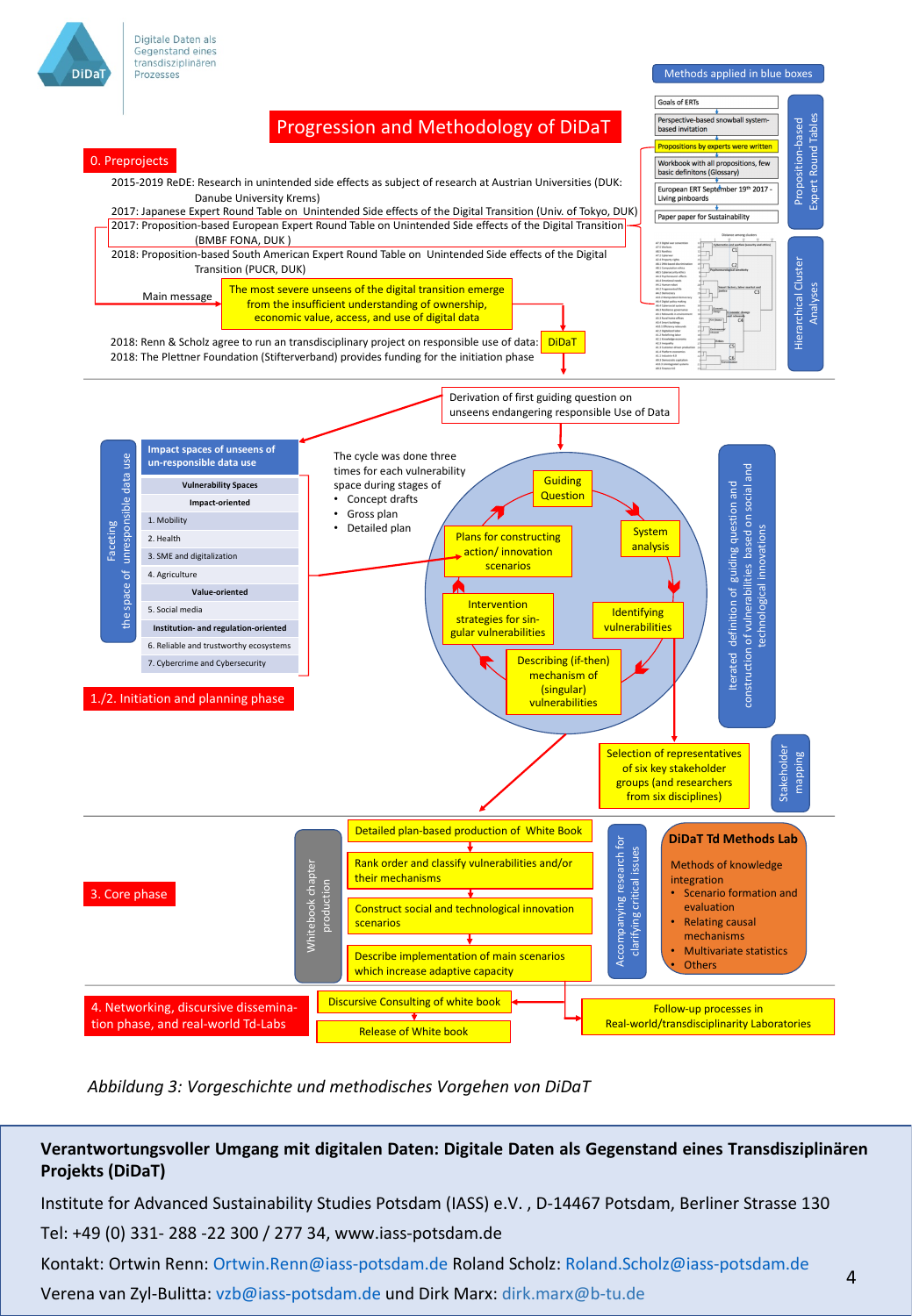Digitale Daten als Gegenstand eines transdisziplinären Prozesses

DiDaT

Methods applied in blue boxes

## Progression and Methodology of DiDaT

### 0. Preprojects

2015-2019 ReDE: Research in unintended side effects as subject of research at Austrian Universities (DUK: Danube University Krems)

2017: Japanese Expert Round Table on Unintended Side effects of the Digital Transition (Univ. of Tokyo, DUK)

2017: Proposition-based European Expert Round Table on Unintended Side effects of the Digital Transition (BMBF FONA, DUK )

2018: Proposition-based South American Expert Round Table on Unintended Side effects of the Digital Transition (PUCR, DUK)

Main message: The most severe unseens of the digital transition emerge from the insufficient understanding of ownership, economic value, access, and use of digital data

2018: Renn & Scholz agree to run an transdisciplinary project on responsible use of data: DiDaT

2018: The Plettner Foundation (Stifterverband) provides funding for the initiation phase

Proposition-based Expert Round Tables:

- Goals of ERTs
- Perspective-based snowball system-based invitation
- Propositions by experts were written
- Workbook with all propositions, few basic definitons (Glossary)
- European ERT September 19th 2017 - Living pinboards
- Paper paper for Sustainability

Hierarchical Cluster Analyses

### 1./2. Initiation and planning phase

Derivation of first guiding question on unseens endangering responsible Use of Data

Faceting the space of unresponsible data use

Impact spaces of unseens of un-responsible data use

| Vulnerability Spaces |
|---|
| **Impact-oriented** |
| 1. Mobility |
| 2. Health |
| 3. SME and digitalization |
| 4. Agriculture |
| **Value-oriented** |
| 5. Social media |
| **Institution- and regulation-oriented** |
| 6. Reliable and trustworthy ecosystems |
| 7. Cybercrime and Cybersecurity |

The cycle was done three times for each vulnerability space during stages of

- Concept drafts
- Gross plan
- Detailed plan

Guiding Question → System analysis → Identifying vulnerabilities → Describing (if-then) mechanism of (singular) vulnerabilities → Intervention strategies for singular vulnerabilities → Plans for constructing action/ innovation scenarios → Guiding Question

Iterated definition of guiding question and construction of vulnerabilities based on social and technological innovations

Selection of representatives of six key stakeholder groups (and researchers from six disciplines)

Stakeholder mapping

### 3. Core phase

Whitebook chapter production

- Detailed plan-based production of White Book
- Rank order and classify vulnerabilities and/or their mechanisms
- Construct social and technological innovation scenarios
- Describe implementation of main scenarios which increase adaptive capacity

Accompanying research for clarifying critical issues

**DiDaT Td Methods Lab**

Methods of knowledge integration

- Scenario formation and evaluation
- Relating causal mechanisms
- Multivariate statistics
- Others

### 4. Networking, discursive dissemination phase, and real-world Td-Labs

- Discursive Consulting of white book
- Release of White book

Follow-up processes in Real-world/transdisciplinarity Laboratories

*Abbildung 3: Vorgeschichte und methodisches Vorgehen von DiDaT*

**Verantwortungsvoller Umgang mit digitalen Daten: Digitale Daten als Gegenstand eines Transdisziplinären Projekts (DiDaT)**

Institute for Advanced Sustainability Studies Potsdam (IASS) e.V. , D-14467 Potsdam, Berliner Strasse 130

Tel: +49 (0) 331- 288 -22 300 / 277 34, www.iass-potsdam.de

Kontakt: Ortwin Renn: Ortwin.Renn@iass-potsdam.de Roland Scholz: Roland.Scholz@iass-potsdam.de

Verena van Zyl-Bulitta: vzb@iass-potsdam.de und Dirk Marx: dirk.marx@b-tu.de